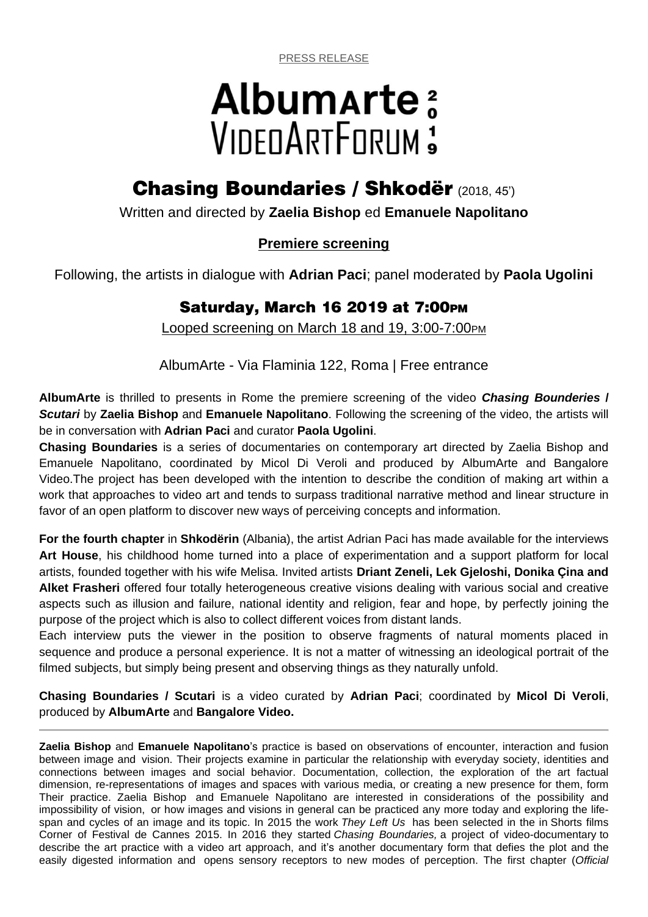PRESS RELEASE

# AlbumArte VideoArtForum 2019

## Chasing Boundaries / Shkodër (2018, 45')

Written and directed by **Zaelia Bishop** ed **Emanuele Napolitano**

**Premiere screening**

Following, the artists in dialogue with **Adrian Paci**; panel moderated by **Paola Ugolini**

### Saturday, March 16 2019 at 7:00PM

Looped screening on March 18 and 19, 3:00-7:00PM

AlbumArte - Via Flaminia 122, Roma | Free entrance

**AlbumArte** is thrilled to presents in Rome the premiere screening of the video ***Chasing Bounderies / Scutari*** by **Zaelia Bishop** and **Emanuele Napolitano**. Following the screening of the video, the artists will be in conversation with **Adrian Paci** and curator **Paola Ugolini**.
**Chasing Boundaries** is a series of documentaries on contemporary art directed by Zaelia Bishop and Emanuele Napolitano, coordinated by Micol Di Veroli and produced by AlbumArte and Bangalore Video.The project has been developed with the intention to describe the condition of making art within a work that approaches to video art and tends to surpass traditional narrative method and linear structure in favor of an open platform to discover new ways of perceiving concepts and information.

**For the fourth chapter** in **Shkodërin** (Albania), the artist Adrian Paci has made available for the interviews **Art House**, his childhood home turned into a place of experimentation and a support platform for local artists, founded together with his wife Melisa. Invited artists **Driant Zeneli, Lek Gjeloshi, Donika Çina and Alket Frasheri** offered four totally heterogeneous creative visions dealing with various social and creative aspects such as illusion and failure, national identity and religion, fear and hope, by perfectly joining the purpose of the project which is also to collect different voices from distant lands.
Each interview puts the viewer in the position to observe fragments of natural moments placed in sequence and produce a personal experience. It is not a matter of witnessing an ideological portrait of the filmed subjects, but simply being present and observing things as they naturally unfold.

**Chasing Boundaries / Scutari** is a video curated by **Adrian Paci**; coordinated by **Micol Di Veroli**, produced by **AlbumArte** and **Bangalore Video.**

---

**Zaelia Bishop** and **Emanuele Napolitano**'s practice is based on observations of encounter, interaction and fusion between image and vision. Their projects examine in particular the relationship with everyday society, identities and connections between images and social behavior. Documentation, collection, the exploration of the art factual dimension, re-representations of images and spaces with various media, or creating a new presence for them, form Their practice. Zaelia Bishop and Emanuele Napolitano are interested in considerations of the possibility and impossibility of vision, or how images and visions in general can be practiced any more today and exploring the life-span and cycles of an image and its topic. In 2015 the work *They Left Us* has been selected in the in Shorts films Corner of Festival de Cannes 2015. In 2016 they started *Chasing Boundaries,* a project of video-documentary to describe the art practice with a video art approach, and it's another documentary form that defies the plot and the easily digested information and opens sensory receptors to new modes of perception. The first chapter (*Official*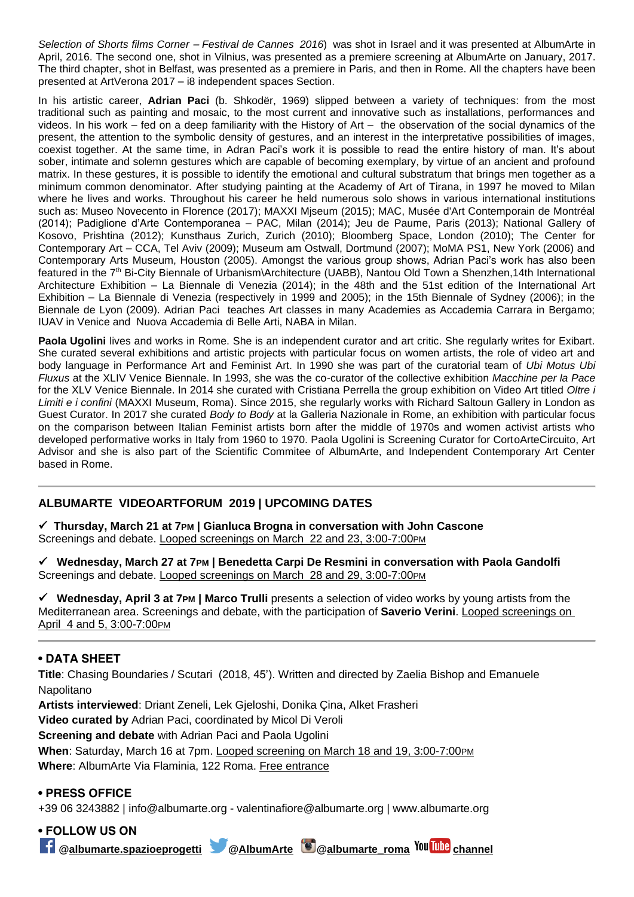*Selection of Shorts films Corner – Festival de Cannes 2016*) was shot in Israel and it was presented at AlbumArte in April, 2016. The second one, shot in Vilnius, was presented as a premiere screening at AlbumArte on January, 2017. The third chapter, shot in Belfast, was presented as a premiere in Paris, and then in Rome. All the chapters have been presented at ArtVerona 2017 – i8 independent spaces Section.

In his artistic career, **Adrian Paci** (b. Shkodër, 1969) slipped between a variety of techniques: from the most traditional such as painting and mosaic, to the most current and innovative such as installations, performances and videos. In his work – fed on a deep familiarity with the History of Art – the observation of the social dynamics of the present, the attention to the symbolic density of gestures, and an interest in the interpretative possibilities of images, coexist together. At the same time, in Adran Paci's work it is possible to read the entire history of man. It's about sober, intimate and solemn gestures which are capable of becoming exemplary, by virtue of an ancient and profound matrix. In these gestures, it is possible to identify the emotional and cultural substratum that brings men together as a minimum common denominator. After studying painting at the Academy of Art of Tirana, in 1997 he moved to Milan where he lives and works. Throughout his career he held numerous solo shows in various international institutions such as: Museo Novecento in Florence (2017); MAXXI Mjseum (2015); MAC, Musée d'Art Contemporain de Montréal (2014); Padiglione d'Arte Contemporanea – PAC, Milan (2014); Jeu de Paume, Paris (2013); National Gallery of Kosovo, Prishtina (2012); Kunsthaus Zurich, Zurich (2010); Bloomberg Space, London (2010); The Center for Contemporary Art – CCA, Tel Aviv (2009); Museum am Ostwall, Dortmund (2007); MoMA PS1, New York (2006) and Contemporary Arts Museum, Houston (2005). Amongst the various group shows, Adrian Paci's work has also been featured in the 7th Bi-City Biennale of Urbanism\Architecture (UABB), Nantou Old Town a Shenzhen,14th International Architecture Exhibition – La Biennale di Venezia (2014); in the 48th and the 51st edition of the International Art Exhibition – La Biennale di Venezia (respectively in 1999 and 2005); in the 15th Biennale of Sydney (2006); in the Biennale de Lyon (2009). Adrian Paci teaches Art classes in many Academies as Accademia Carrara in Bergamo; IUAV in Venice and Nuova Accademia di Belle Arti, NABA in Milan.

**Paola Ugolini** lives and works in Rome. She is an independent curator and art critic. She regularly writes for Exibart. She curated several exhibitions and artistic projects with particular focus on women artists, the role of video art and body language in Performance Art and Feminist Art. In 1990 she was part of the curatorial team of *Ubi Motus Ubi Fluxus* at the XLIV Venice Biennale. In 1993, she was the co-curator of the collective exhibition *Macchine per la Pace* for the XLV Venice Biennale. In 2014 she curated with Cristiana Perrella the group exhibition on Video Art titled *Oltre i Limiti e i confini* (MAXXI Museum, Roma). Since 2015, she regularly works with Richard Saltoun Gallery in London as Guest Curator. In 2017 she curated *Body to Body* at la Galleria Nazionale in Rome, an exhibition with particular focus on the comparison between Italian Feminist artists born after the middle of 1970s and women activist artists who developed performative works in Italy from 1960 to 1970. Paola Ugolini is Screening Curator for CortoArteCircuito, Art Advisor and she is also part of the Scientific Commitee of AlbumArte, and Independent Contemporary Art Center based in Rome.

## ALBUMARTE VIDEOARTFORUM 2019 | UPCOMING DATES

✓ **Thursday, March 21 at 7PM | Gianluca Brogna in conversation with John Cascone**
Screenings and debate. Looped screenings on March 22 and 23, 3:00-7:00PM

✓ **Wednesday, March 27 at 7PM | Benedetta Carpi De Resmini in conversation with Paola Gandolfi**
Screenings and debate. Looped screenings on March 28 and 29, 3:00-7:00PM

✓ **Wednesday, April 3 at 7PM | Marco Trulli** presents a selection of video works by young artists from the Mediterranean area. Screenings and debate, with the participation of **Saverio Verini**. Looped screenings on April 4 and 5, 3:00-7:00PM

## • DATA SHEET

**Title**: Chasing Boundaries / Scutari (2018, 45'). Written and directed by Zaelia Bishop and Emanuele Napolitano
**Artists interviewed**: Driant Zeneli, Lek Gjeloshi, Donika Çina, Alket Frasheri
**Video curated by** Adrian Paci, coordinated by Micol Di Veroli
**Screening and debate** with Adrian Paci and Paola Ugolini
**When**: Saturday, March 16 at 7pm. Looped screening on March 18 and 19, 3:00-7:00PM
**Where**: AlbumArte Via Flaminia, 122 Roma. Free entrance

## • PRESS OFFICE

+39 06 3243882 | info@albumarte.org - valentinafiore@albumarte.org | www.albumarte.org

## • FOLLOW US ON

@albumarte.spazioeprogetti @AlbumArte @albumarte_roma YouTube channel